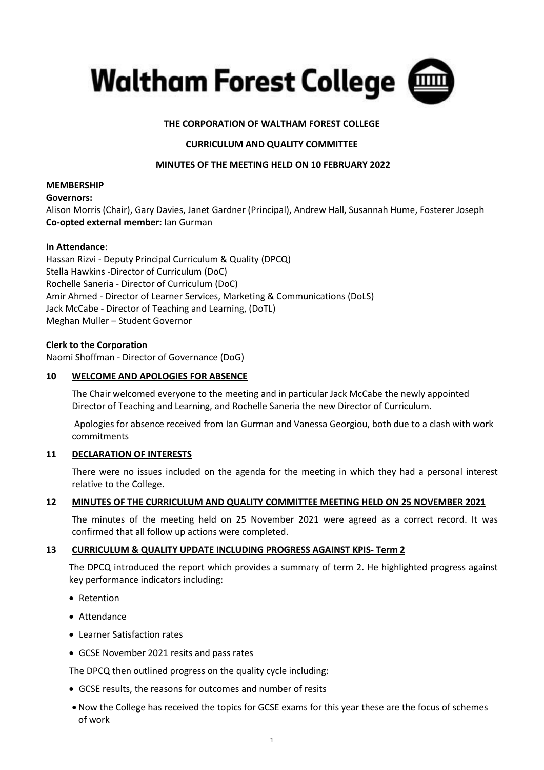# Waltham Forest College

**THE CORPORATION OF WALTHAM FOREST COLLEGE**

**CURRICULUM AND QUALITY COMMITTEE**

**MINUTES OF THE MEETING HELD ON 10 FEBRUARY 2022**

**MEMBERSHIP**

**Governors:**
Alison Morris (Chair), Gary Davies, Janet Gardner (Principal), Andrew Hall, Susannah Hume, Fosterer Joseph
**Co-opted external member:** Ian Gurman

**In Attendance**:
Hassan Rizvi - Deputy Principal Curriculum & Quality (DPCQ)
Stella Hawkins -Director of Curriculum (DoC)
Rochelle Saneria - Director of Curriculum (DoC)
Amir Ahmed - Director of Learner Services, Marketing & Communications (DoLS)
Jack McCabe - Director of Teaching and Learning, (DoTL)
Meghan Muller – Student Governor

**Clerk to the Corporation**
Naomi Shoffman - Director of Governance (DoG)

## 10 WELCOME AND APOLOGIES FOR ABSENCE

The Chair welcomed everyone to the meeting and in particular Jack McCabe the newly appointed Director of Teaching and Learning, and Rochelle Saneria the new Director of Curriculum.

Apologies for absence received from Ian Gurman and Vanessa Georgiou, both due to a clash with work commitments

## 11 DECLARATION OF INTERESTS

There were no issues included on the agenda for the meeting in which they had a personal interest relative to the College.

## 12 MINUTES OF THE CURRICULUM AND QUALITY COMMITTEE MEETING HELD ON 25 NOVEMBER 2021

The minutes of the meeting held on 25 November 2021 were agreed as a correct record. It was confirmed that all follow up actions were completed.

## 13 CURRICULUM & QUALITY UPDATE INCLUDING PROGRESS AGAINST KPIS- Term 2

The DPCQ introduced the report which provides a summary of term 2. He highlighted progress against key performance indicators including:

- Retention
- Attendance
- Learner Satisfaction rates
- GCSE November 2021 resits and pass rates

The DPCQ then outlined progress on the quality cycle including:

- GCSE results, the reasons for outcomes and number of resits
- Now the College has received the topics for GCSE exams for this year these are the focus of schemes of work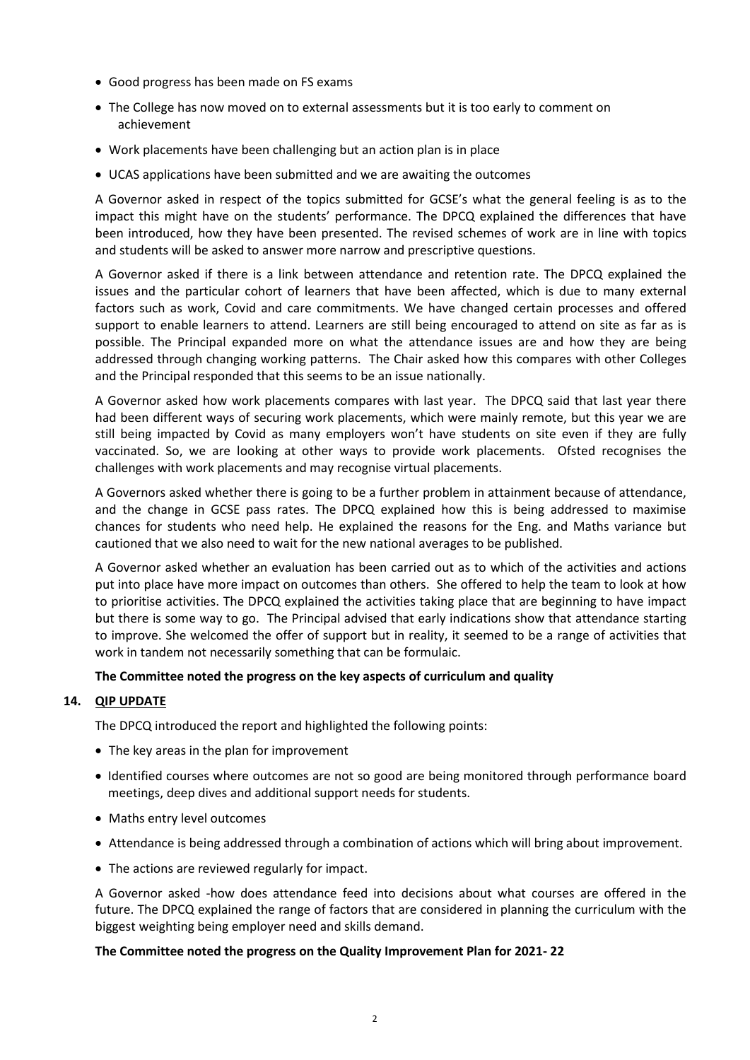- Good progress has been made on FS exams
- The College has now moved on to external assessments but it is too early to comment on achievement
- Work placements have been challenging but an action plan is in place
- UCAS applications have been submitted and we are awaiting the outcomes

A Governor asked in respect of the topics submitted for GCSE's what the general feeling is as to the impact this might have on the students' performance. The DPCQ explained the differences that have been introduced, how they have been presented. The revised schemes of work are in line with topics and students will be asked to answer more narrow and prescriptive questions.

A Governor asked if there is a link between attendance and retention rate. The DPCQ explained the issues and the particular cohort of learners that have been affected, which is due to many external factors such as work, Covid and care commitments. We have changed certain processes and offered support to enable learners to attend. Learners are still being encouraged to attend on site as far as is possible. The Principal expanded more on what the attendance issues are and how they are being addressed through changing working patterns. The Chair asked how this compares with other Colleges and the Principal responded that this seems to be an issue nationally.

A Governor asked how work placements compares with last year. The DPCQ said that last year there had been different ways of securing work placements, which were mainly remote, but this year we are still being impacted by Covid as many employers won't have students on site even if they are fully vaccinated. So, we are looking at other ways to provide work placements. Ofsted recognises the challenges with work placements and may recognise virtual placements.

A Governors asked whether there is going to be a further problem in attainment because of attendance, and the change in GCSE pass rates. The DPCQ explained how this is being addressed to maximise chances for students who need help. He explained the reasons for the Eng. and Maths variance but cautioned that we also need to wait for the new national averages to be published.

A Governor asked whether an evaluation has been carried out as to which of the activities and actions put into place have more impact on outcomes than others. She offered to help the team to look at how to prioritise activities. The DPCQ explained the activities taking place that are beginning to have impact but there is some way to go. The Principal advised that early indications show that attendance starting to improve. She welcomed the offer of support but in reality, it seemed to be a range of activities that work in tandem not necessarily something that can be formulaic.

**The Committee noted the progress on the key aspects of curriculum and quality**

**14. QIP UPDATE**

The DPCQ introduced the report and highlighted the following points:

- The key areas in the plan for improvement
- Identified courses where outcomes are not so good are being monitored through performance board meetings, deep dives and additional support needs for students.
- Maths entry level outcomes
- Attendance is being addressed through a combination of actions which will bring about improvement.
- The actions are reviewed regularly for impact.

A Governor asked -how does attendance feed into decisions about what courses are offered in the future. The DPCQ explained the range of factors that are considered in planning the curriculum with the biggest weighting being employer need and skills demand.

**The Committee noted the progress on the Quality Improvement Plan for 2021- 22**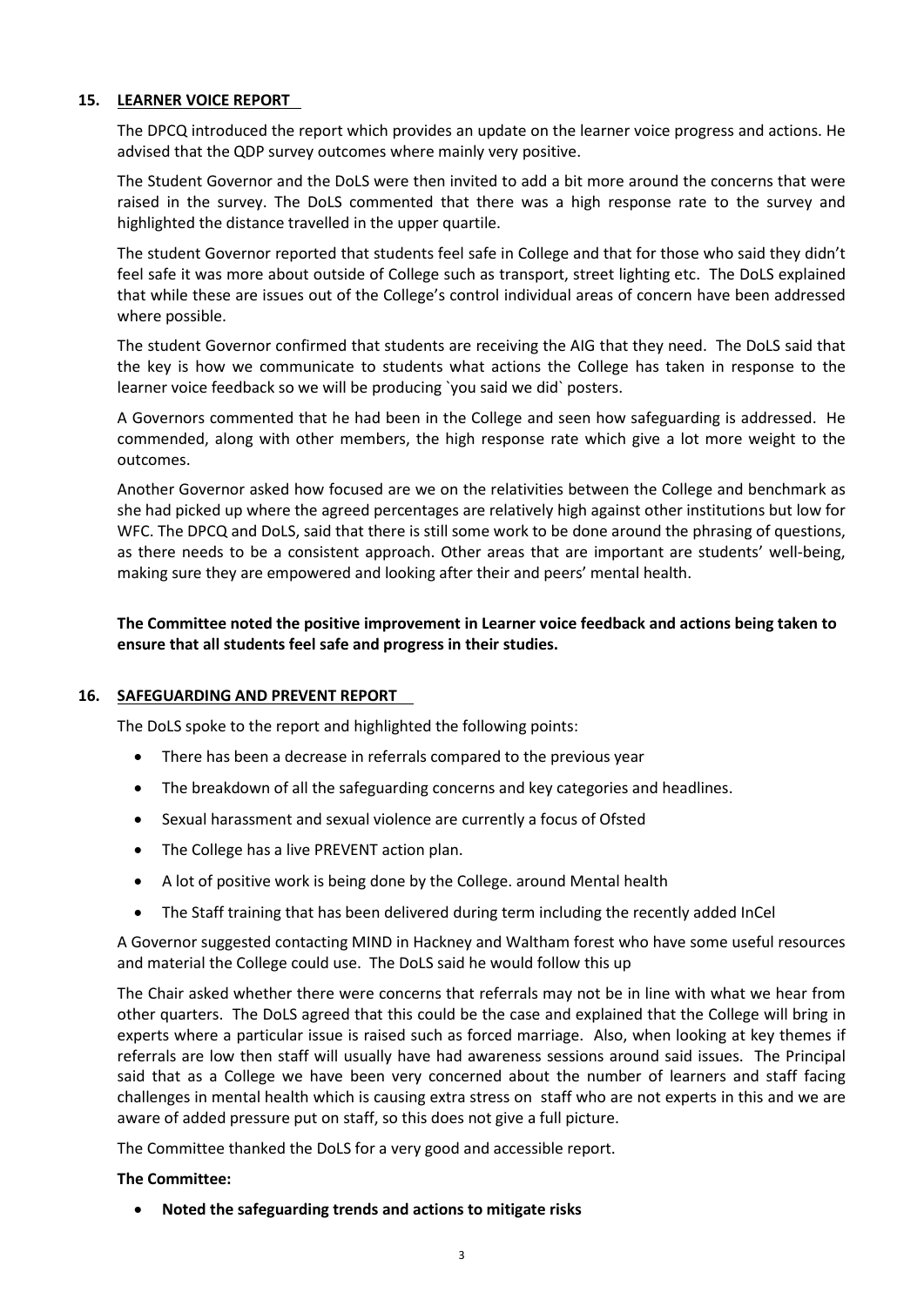## 15. LEARNER VOICE REPORT

The DPCQ introduced the report which provides an update on the learner voice progress and actions. He advised that the QDP survey outcomes where mainly very positive.

The Student Governor and the DoLS were then invited to add a bit more around the concerns that were raised in the survey. The DoLS commented that there was a high response rate to the survey and highlighted the distance travelled in the upper quartile.

The student Governor reported that students feel safe in College and that for those who said they didn't feel safe it was more about outside of College such as transport, street lighting etc. The DoLS explained that while these are issues out of the College's control individual areas of concern have been addressed where possible.

The student Governor confirmed that students are receiving the AIG that they need. The DoLS said that the key is how we communicate to students what actions the College has taken in response to the learner voice feedback so we will be producing `you said we did` posters.

A Governors commented that he had been in the College and seen how safeguarding is addressed. He commended, along with other members, the high response rate which give a lot more weight to the outcomes.

Another Governor asked how focused are we on the relativities between the College and benchmark as she had picked up where the agreed percentages are relatively high against other institutions but low for WFC. The DPCQ and DoLS, said that there is still some work to be done around the phrasing of questions, as there needs to be a consistent approach. Other areas that are important are students' well-being, making sure they are empowered and looking after their and peers' mental health.

**The Committee noted the positive improvement in Learner voice feedback and actions being taken to ensure that all students feel safe and progress in their studies.**

## 16. SAFEGUARDING AND PREVENT REPORT

The DoLS spoke to the report and highlighted the following points:

- There has been a decrease in referrals compared to the previous year
- The breakdown of all the safeguarding concerns and key categories and headlines.
- Sexual harassment and sexual violence are currently a focus of Ofsted
- The College has a live PREVENT action plan.
- A lot of positive work is being done by the College. around Mental health
- The Staff training that has been delivered during term including the recently added InCel

A Governor suggested contacting MIND in Hackney and Waltham forest who have some useful resources and material the College could use. The DoLS said he would follow this up

The Chair asked whether there were concerns that referrals may not be in line with what we hear from other quarters. The DoLS agreed that this could be the case and explained that the College will bring in experts where a particular issue is raised such as forced marriage. Also, when looking at key themes if referrals are low then staff will usually have had awareness sessions around said issues. The Principal said that as a College we have been very concerned about the number of learners and staff facing challenges in mental health which is causing extra stress on staff who are not experts in this and we are aware of added pressure put on staff, so this does not give a full picture.

The Committee thanked the DoLS for a very good and accessible report.

**The Committee:**

- **Noted the safeguarding trends and actions to mitigate risks**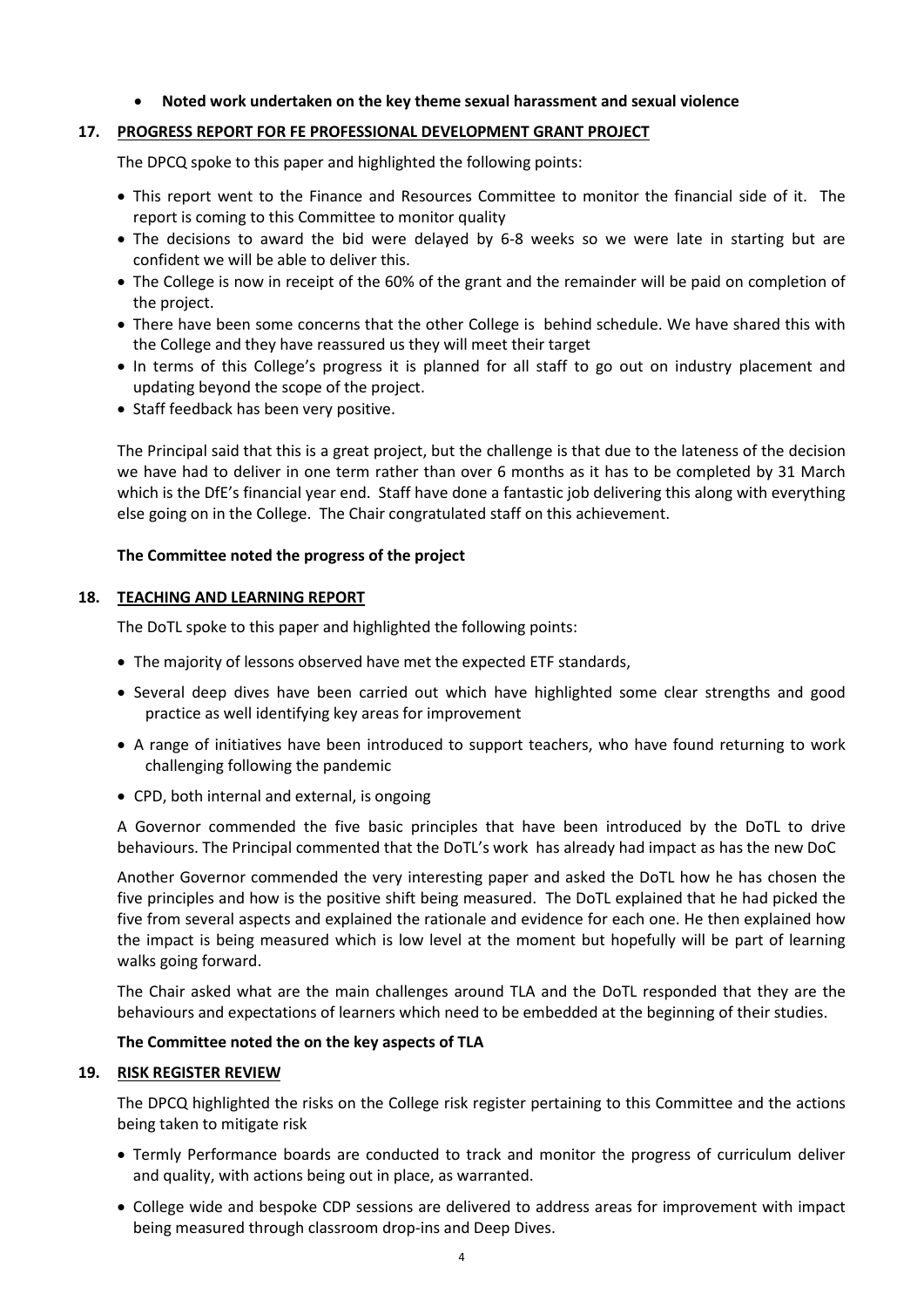- **Noted work undertaken on the key theme sexual harassment and sexual violence**

**17. PROGRESS REPORT FOR FE PROFESSIONAL DEVELOPMENT GRANT PROJECT**

The DPCQ spoke to this paper and highlighted the following points:

- This report went to the Finance and Resources Committee to monitor the financial side of it. The report is coming to this Committee to monitor quality
- The decisions to award the bid were delayed by 6-8 weeks so we were late in starting but are confident we will be able to deliver this.
- The College is now in receipt of the 60% of the grant and the remainder will be paid on completion of the project.
- There have been some concerns that the other College is behind schedule. We have shared this with the College and they have reassured us they will meet their target
- In terms of this College's progress it is planned for all staff to go out on industry placement and updating beyond the scope of the project.
- Staff feedback has been very positive.

The Principal said that this is a great project, but the challenge is that due to the lateness of the decision we have had to deliver in one term rather than over 6 months as it has to be completed by 31 March which is the DfE's financial year end. Staff have done a fantastic job delivering this along with everything else going on in the College. The Chair congratulated staff on this achievement.

**The Committee noted the progress of the project**

**18. TEACHING AND LEARNING REPORT**

The DoTL spoke to this paper and highlighted the following points:

- The majority of lessons observed have met the expected ETF standards,
- Several deep dives have been carried out which have highlighted some clear strengths and good practice as well identifying key areas for improvement
- A range of initiatives have been introduced to support teachers, who have found returning to work challenging following the pandemic
- CPD, both internal and external, is ongoing

A Governor commended the five basic principles that have been introduced by the DoTL to drive behaviours. The Principal commented that the DoTL's work has already had impact as has the new DoC

Another Governor commended the very interesting paper and asked the DoTL how he has chosen the five principles and how is the positive shift being measured. The DoTL explained that he had picked the five from several aspects and explained the rationale and evidence for each one. He then explained how the impact is being measured which is low level at the moment but hopefully will be part of learning walks going forward.

The Chair asked what are the main challenges around TLA and the DoTL responded that they are the behaviours and expectations of learners which need to be embedded at the beginning of their studies.

**The Committee noted the on the key aspects of TLA**

**19. RISK REGISTER REVIEW**

The DPCQ highlighted the risks on the College risk register pertaining to this Committee and the actions being taken to mitigate risk

- Termly Performance boards are conducted to track and monitor the progress of curriculum deliver and quality, with actions being out in place, as warranted.
- College wide and bespoke CDP sessions are delivered to address areas for improvement with impact being measured through classroom drop-ins and Deep Dives.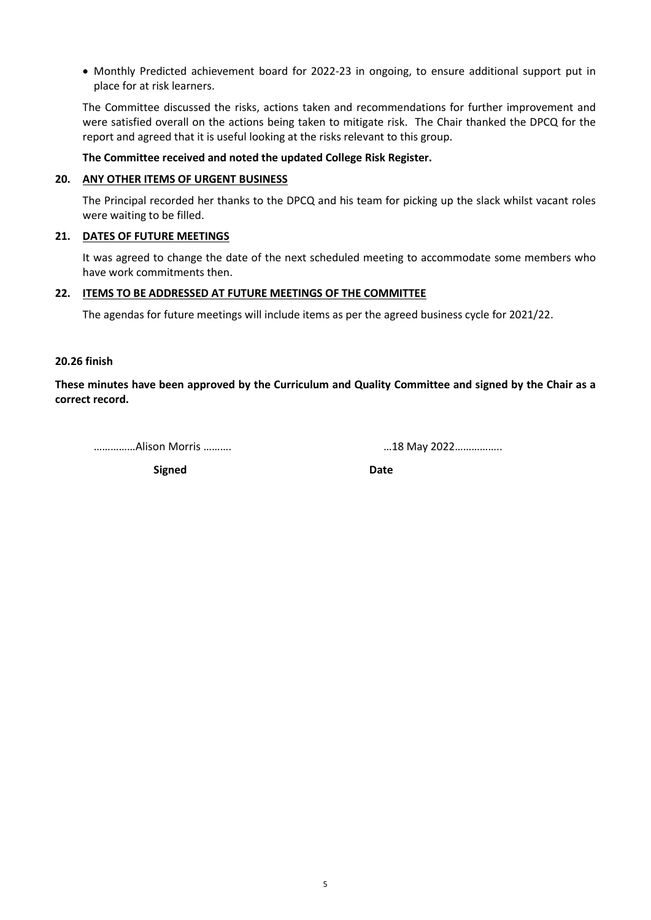- Monthly Predicted achievement board for 2022-23 in ongoing, to ensure additional support put in place for at risk learners.

The Committee discussed the risks, actions taken and recommendations for further improvement and were satisfied overall on the actions being taken to mitigate risk. The Chair thanked the DPCQ for the report and agreed that it is useful looking at the risks relevant to this group.

**The Committee received and noted the updated College Risk Register.**

**20. ANY OTHER ITEMS OF URGENT BUSINESS**

The Principal recorded her thanks to the DPCQ and his team for picking up the slack whilst vacant roles were waiting to be filled.

**21. DATES OF FUTURE MEETINGS**

It was agreed to change the date of the next scheduled meeting to accommodate some members who have work commitments then.

**22. ITEMS TO BE ADDRESSED AT FUTURE MEETINGS OF THE COMMITTEE**

The agendas for future meetings will include items as per the agreed business cycle for 2021/22.

**20.26 finish**

**These minutes have been approved by the Curriculum and Quality Committee and signed by the Chair as a correct record.**

……………Alison Morris ………. …18 May 2022……………..

**Signed** **Date**